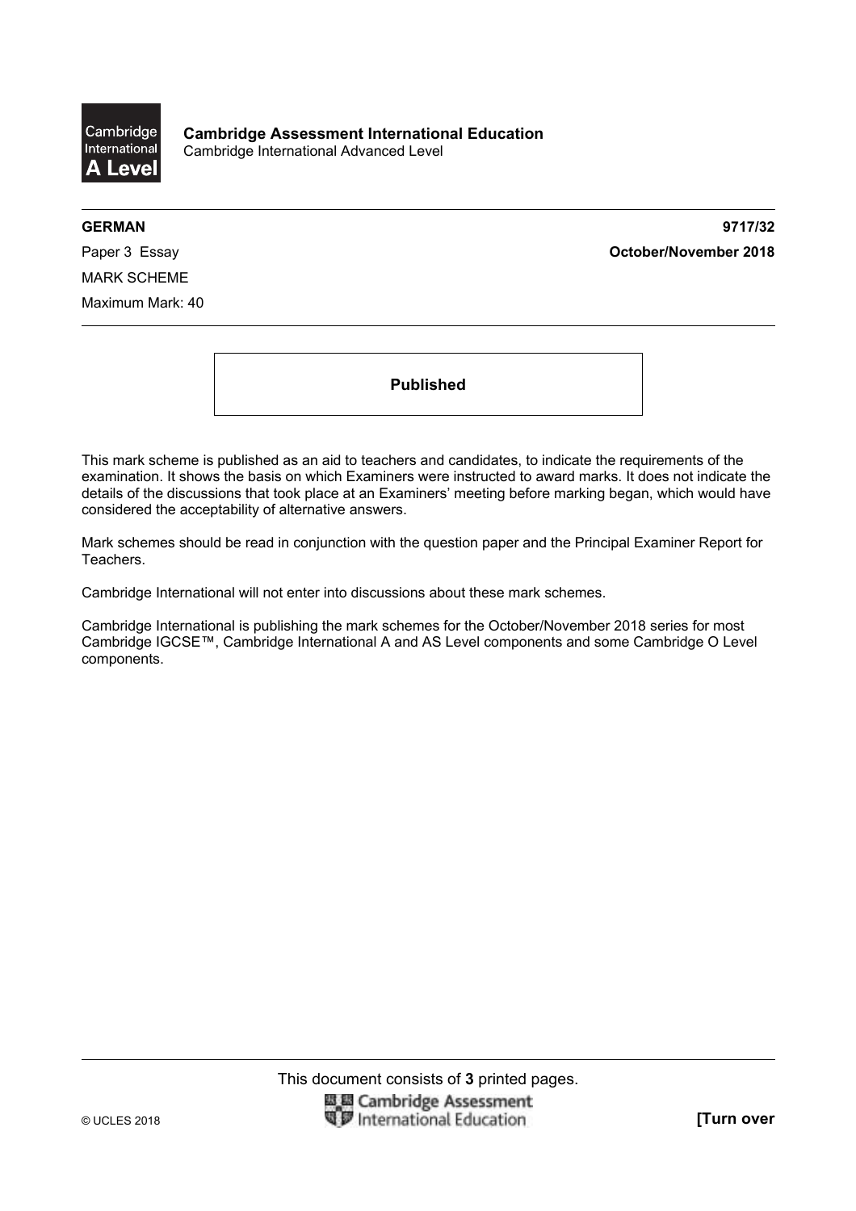**Cambridge Assessment International Education**
Cambridge International Advanced Level

**GERMAN** **9717/32**

Paper 3 Essay **October/November 2018**

MARK SCHEME

Maximum Mark: 40

**Published**

This mark scheme is published as an aid to teachers and candidates, to indicate the requirements of the examination. It shows the basis on which Examiners were instructed to award marks. It does not indicate the details of the discussions that took place at an Examiners' meeting before marking began, which would have considered the acceptability of alternative answers.

Mark schemes should be read in conjunction with the question paper and the Principal Examiner Report for Teachers.

Cambridge International will not enter into discussions about these mark schemes.

Cambridge International is publishing the mark schemes for the October/November 2018 series for most Cambridge IGCSE™, Cambridge International A and AS Level components and some Cambridge O Level components.

This document consists of **3** printed pages.

© UCLES 2018 **[Turn over**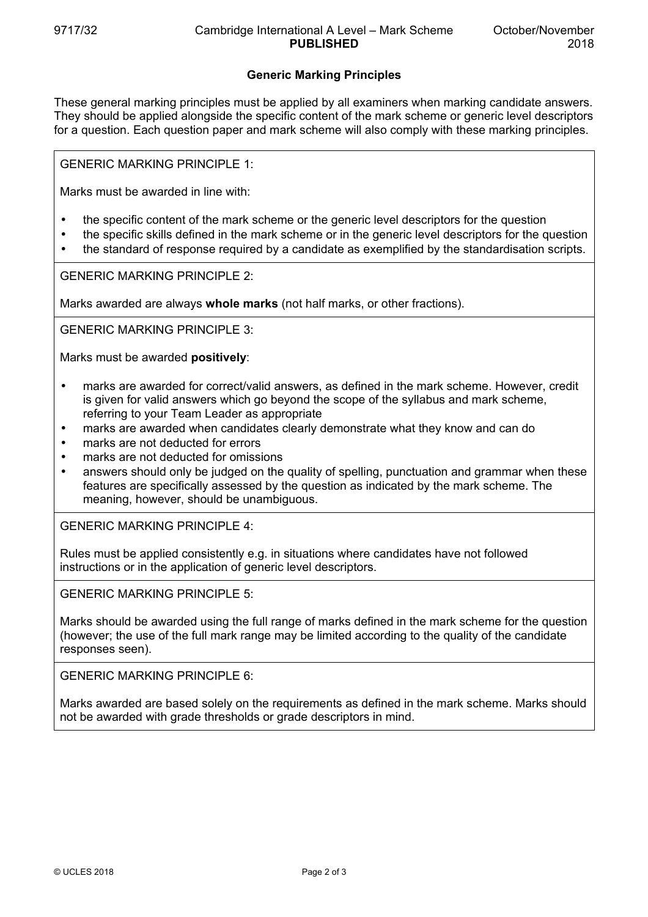## Generic Marking Principles

These general marking principles must be applied by all examiners when marking candidate answers. They should be applied alongside the specific content of the mark scheme or generic level descriptors for a question. Each question paper and mark scheme will also comply with these marking principles.

GENERIC MARKING PRINCIPLE 1:

Marks must be awarded in line with:

- the specific content of the mark scheme or the generic level descriptors for the question
- the specific skills defined in the mark scheme or in the generic level descriptors for the question
- the standard of response required by a candidate as exemplified by the standardisation scripts.

GENERIC MARKING PRINCIPLE 2:

Marks awarded are always **whole marks** (not half marks, or other fractions).

GENERIC MARKING PRINCIPLE 3:

Marks must be awarded **positively**:

- marks are awarded for correct/valid answers, as defined in the mark scheme. However, credit is given for valid answers which go beyond the scope of the syllabus and mark scheme, referring to your Team Leader as appropriate
- marks are awarded when candidates clearly demonstrate what they know and can do
- marks are not deducted for errors
- marks are not deducted for omissions
- answers should only be judged on the quality of spelling, punctuation and grammar when these features are specifically assessed by the question as indicated by the mark scheme. The meaning, however, should be unambiguous.

GENERIC MARKING PRINCIPLE 4:

Rules must be applied consistently e.g. in situations where candidates have not followed instructions or in the application of generic level descriptors.

GENERIC MARKING PRINCIPLE 5:

Marks should be awarded using the full range of marks defined in the mark scheme for the question (however; the use of the full mark range may be limited according to the quality of the candidate responses seen).

GENERIC MARKING PRINCIPLE 6:

Marks awarded are based solely on the requirements as defined in the mark scheme. Marks should not be awarded with grade thresholds or grade descriptors in mind.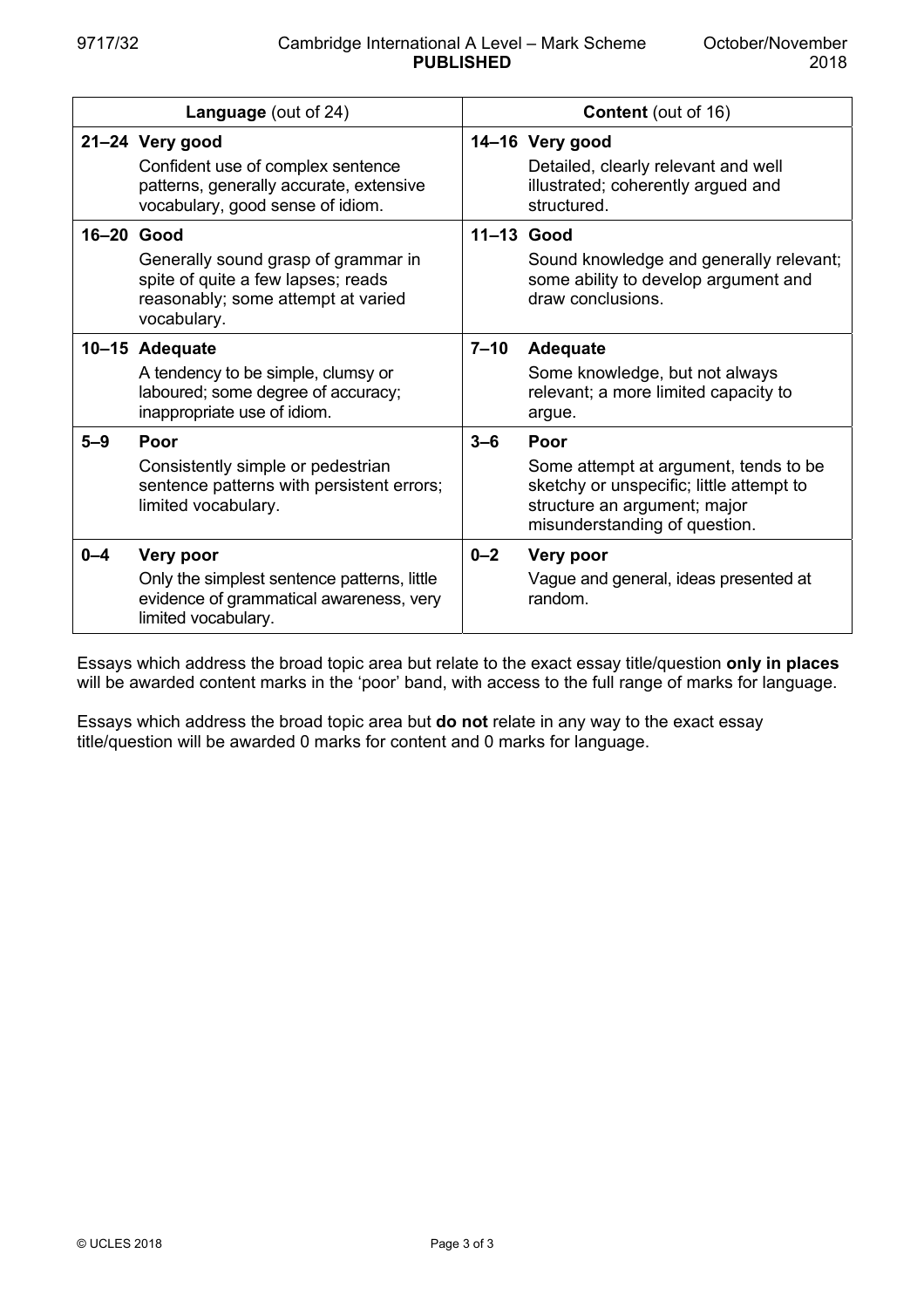| Language (out of 24) | | Content (out of 16) | |
|---|---|---|---|
| **21–24** | **Very good**<br>Confident use of complex sentence patterns, generally accurate, extensive vocabulary, good sense of idiom. | **14–16** | **Very good**<br>Detailed, clearly relevant and well illustrated; coherently argued and structured. |
| **16–20** | **Good**<br>Generally sound grasp of grammar in spite of quite a few lapses; reads reasonably; some attempt at varied vocabulary. | **11–13** | **Good**<br>Sound knowledge and generally relevant; some ability to develop argument and draw conclusions. |
| **10–15** | **Adequate**<br>A tendency to be simple, clumsy or laboured; some degree of accuracy; inappropriate use of idiom. | **7–10** | **Adequate**<br>Some knowledge, but not always relevant; a more limited capacity to argue. |
| **5–9** | **Poor**<br>Consistently simple or pedestrian sentence patterns with persistent errors; limited vocabulary. | **3–6** | **Poor**<br>Some attempt at argument, tends to be sketchy or unspecific; little attempt to structure an argument; major misunderstanding of question. |
| **0–4** | **Very poor**<br>Only the simplest sentence patterns, little evidence of grammatical awareness, very limited vocabulary. | **0–2** | **Very poor**<br>Vague and general, ideas presented at random. |

Essays which address the broad topic area but relate to the exact essay title/question **only in places** will be awarded content marks in the 'poor' band, with access to the full range of marks for language.

Essays which address the broad topic area but **do not** relate in any way to the exact essay title/question will be awarded 0 marks for content and 0 marks for language.